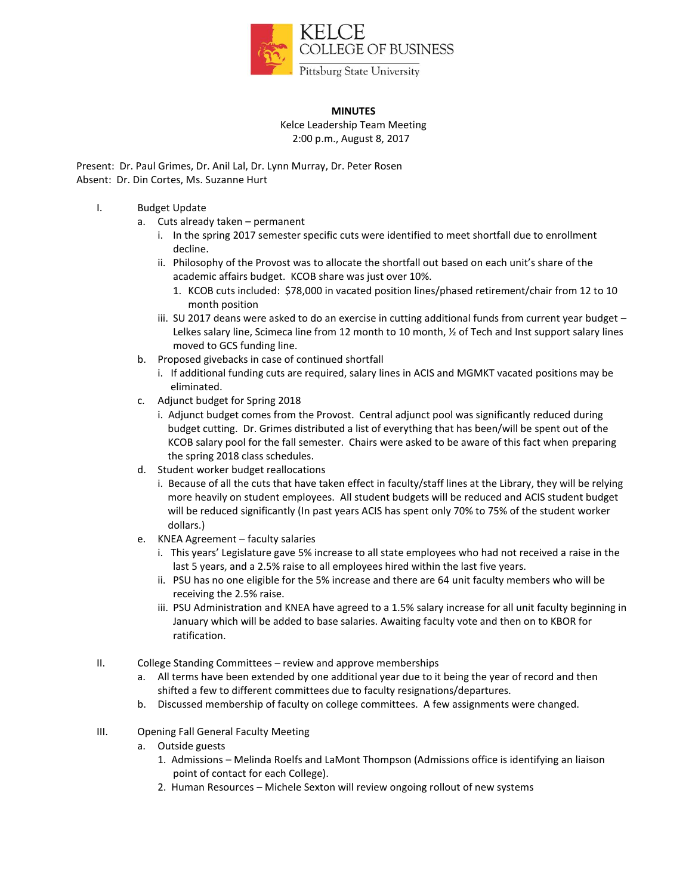KELCE
COLLEGE OF BUSINESS
Pittsburg State University

**MINUTES**
Kelce Leadership Team Meeting
2:00 p.m., August 8, 2017

Present: Dr. Paul Grimes, Dr. Anil Lal, Dr. Lynn Murray, Dr. Peter Rosen
Absent: Dr. Din Cortes, Ms. Suzanne Hurt

I. Budget Update
   a. Cuts already taken – permanent
      i. In the spring 2017 semester specific cuts were identified to meet shortfall due to enrollment decline.
      ii. Philosophy of the Provost was to allocate the shortfall out based on each unit's share of the academic affairs budget. KCOB share was just over 10%.
         1. KCOB cuts included: $78,000 in vacated position lines/phased retirement/chair from 12 to 10 month position
      iii. SU 2017 deans were asked to do an exercise in cutting additional funds from current year budget – Lelkes salary line, Scimeca line from 12 month to 10 month, ½ of Tech and Inst support salary lines moved to GCS funding line.
   b. Proposed givebacks in case of continued shortfall
      i. If additional funding cuts are required, salary lines in ACIS and MGMKT vacated positions may be eliminated.
   c. Adjunct budget for Spring 2018
      i. Adjunct budget comes from the Provost. Central adjunct pool was significantly reduced during budget cutting. Dr. Grimes distributed a list of everything that has been/will be spent out of the KCOB salary pool for the fall semester. Chairs were asked to be aware of this fact when preparing the spring 2018 class schedules.
   d. Student worker budget reallocations
      i. Because of all the cuts that have taken effect in faculty/staff lines at the Library, they will be relying more heavily on student employees. All student budgets will be reduced and ACIS student budget will be reduced significantly (In past years ACIS has spent only 70% to 75% of the student worker dollars.)
   e. KNEA Agreement – faculty salaries
      i. This years' Legislature gave 5% increase to all state employees who had not received a raise in the last 5 years, and a 2.5% raise to all employees hired within the last five years.
      ii. PSU has no one eligible for the 5% increase and there are 64 unit faculty members who will be receiving the 2.5% raise.
      iii. PSU Administration and KNEA have agreed to a 1.5% salary increase for all unit faculty beginning in January which will be added to base salaries. Awaiting faculty vote and then on to KBOR for ratification.

II. College Standing Committees – review and approve memberships
   a. All terms have been extended by one additional year due to it being the year of record and then shifted a few to different committees due to faculty resignations/departures.
   b. Discussed membership of faculty on college committees. A few assignments were changed.

III. Opening Fall General Faculty Meeting
   a. Outside guests
      1. Admissions – Melinda Roelfs and LaMont Thompson (Admissions office is identifying an liaison point of contact for each College).
      2. Human Resources – Michele Sexton will review ongoing rollout of new systems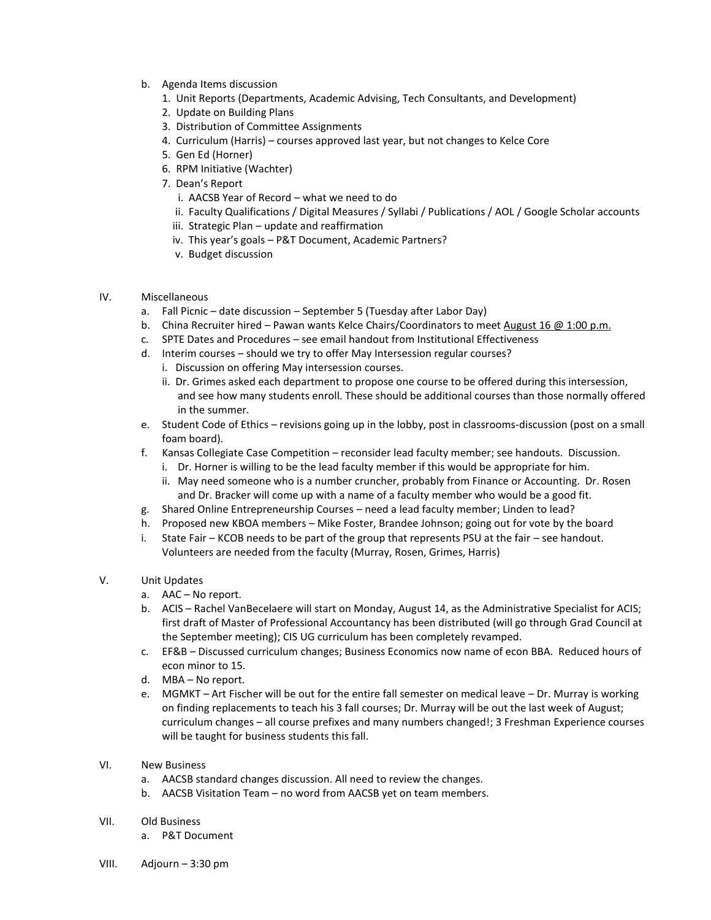b. Agenda Items discussion
   1. Unit Reports (Departments, Academic Advising, Tech Consultants, and Development)
   2. Update on Building Plans
   3. Distribution of Committee Assignments
   4. Curriculum (Harris) – courses approved last year, but not changes to Kelce Core
   5. Gen Ed (Horner)
   6. RPM Initiative (Wachter)
   7. Dean's Report
      i. AACSB Year of Record – what we need to do
      ii. Faculty Qualifications / Digital Measures / Syllabi / Publications / AOL / Google Scholar accounts
      iii. Strategic Plan – update and reaffirmation
      iv. This year's goals – P&T Document, Academic Partners?
      v. Budget discussion

IV. Miscellaneous
   a. Fall Picnic – date discussion – September 5 (Tuesday after Labor Day)
   b. China Recruiter hired – Pawan wants Kelce Chairs/Coordinators to meet August 16 @ 1:00 p.m.
   c. SPTE Dates and Procedures – see email handout from Institutional Effectiveness
   d. Interim courses – should we try to offer May Intersession regular courses?
      i. Discussion on offering May intersession courses.
      ii. Dr. Grimes asked each department to propose one course to be offered during this intersession, and see how many students enroll. These should be additional courses than those normally offered in the summer.
   e. Student Code of Ethics – revisions going up in the lobby, post in classrooms-discussion (post on a small foam board).
   f. Kansas Collegiate Case Competition – reconsider lead faculty member; see handouts. Discussion.
      i. Dr. Horner is willing to be the lead faculty member if this would be appropriate for him.
      ii. May need someone who is a number cruncher, probably from Finance or Accounting. Dr. Rosen and Dr. Bracker will come up with a name of a faculty member who would be a good fit.
   g. Shared Online Entrepreneurship Courses – need a lead faculty member; Linden to lead?
   h. Proposed new KBOA members – Mike Foster, Brandee Johnson; going out for vote by the board
   i. State Fair – KCOB needs to be part of the group that represents PSU at the fair – see handout. Volunteers are needed from the faculty (Murray, Rosen, Grimes, Harris)

V. Unit Updates
   a. AAC – No report.
   b. ACIS – Rachel VanBecelaere will start on Monday, August 14, as the Administrative Specialist for ACIS; first draft of Master of Professional Accountancy has been distributed (will go through Grad Council at the September meeting); CIS UG curriculum has been completely revamped.
   c. EF&B – Discussed curriculum changes; Business Economics now name of econ BBA. Reduced hours of econ minor to 15.
   d. MBA – No report.
   e. MGMKT – Art Fischer will be out for the entire fall semester on medical leave – Dr. Murray is working on finding replacements to teach his 3 fall courses; Dr. Murray will be out the last week of August; curriculum changes – all course prefixes and many numbers changed!; 3 Freshman Experience courses will be taught for business students this fall.

VI. New Business
   a. AACSB standard changes discussion. All need to review the changes.
   b. AACSB Visitation Team – no word from AACSB yet on team members.

VII. Old Business
   a. P&T Document

VIII. Adjourn – 3:30 pm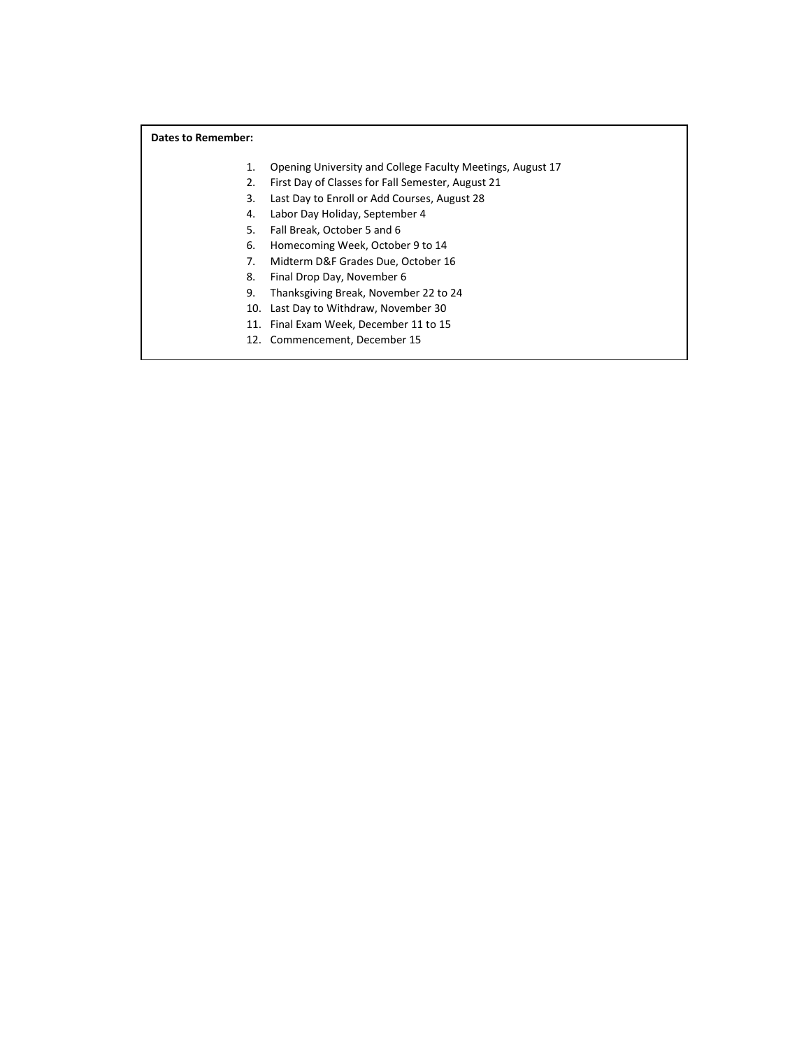**Dates to Remember:**

1. Opening University and College Faculty Meetings, August 17
2. First Day of Classes for Fall Semester, August 21
3. Last Day to Enroll or Add Courses, August 28
4. Labor Day Holiday, September 4
5. Fall Break, October 5 and 6
6. Homecoming Week, October 9 to 14
7. Midterm D&F Grades Due, October 16
8. Final Drop Day, November 6
9. Thanksgiving Break, November 22 to 24
10. Last Day to Withdraw, November 30
11. Final Exam Week, December 11 to 15
12. Commencement, December 15